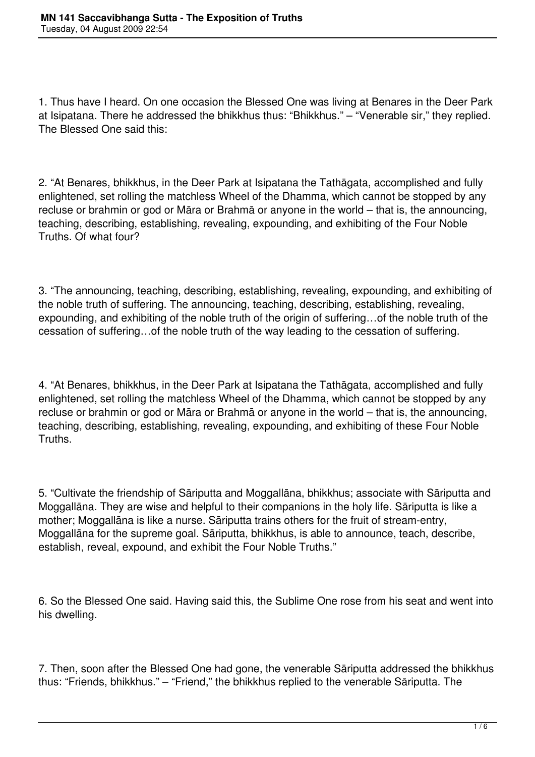# MN 141 Saccavibhanga Sutta - The Exposition of Truths

Tuesday, 04 August 2009 22:54

1. Thus have I heard. On one occasion the Blessed One was living at Benares in the Deer Park at Isipatana. There he addressed the bhikkhus thus: “Bhikkhus.” – “Venerable sir,” they replied. The Blessed One said this:

2. “At Benares, bhikkhus, in the Deer Park at Isipatana the Tathāgata, accomplished and fully enlightened, set rolling the matchless Wheel of the Dhamma, which cannot be stopped by any recluse or brahmin or god or Māra or Brahmā or anyone in the world – that is, the announcing, teaching, describing, establishing, revealing, expounding, and exhibiting of the Four Noble Truths. Of what four?

3. “The announcing, teaching, describing, establishing, revealing, expounding, and exhibiting of the noble truth of suffering. The announcing, teaching, describing, establishing, revealing, expounding, and exhibiting of the noble truth of the origin of suffering…of the noble truth of the cessation of suffering…of the noble truth of the way leading to the cessation of suffering.

4. “At Benares, bhikkhus, in the Deer Park at Isipatana the Tathāgata, accomplished and fully enlightened, set rolling the matchless Wheel of the Dhamma, which cannot be stopped by any recluse or brahmin or god or Māra or Brahmā or anyone in the world – that is, the announcing, teaching, describing, establishing, revealing, expounding, and exhibiting of these Four Noble Truths.

5. “Cultivate the friendship of Sāriputta and Moggallāna, bhikkhus; associate with Sāriputta and Moggallāna. They are wise and helpful to their companions in the holy life. Sāriputta is like a mother; Moggallāna is like a nurse. Sāriputta trains others for the fruit of stream-entry, Moggallāna for the supreme goal. Sāriputta, bhikkhus, is able to announce, teach, describe, establish, reveal, expound, and exhibit the Four Noble Truths.”

6. So the Blessed One said. Having said this, the Sublime One rose from his seat and went into his dwelling.

7. Then, soon after the Blessed One had gone, the venerable Sāriputta addressed the bhikkhus thus: “Friends, bhikkhus.” – “Friend,” the bhikkhus replied to the venerable Sāriputta. The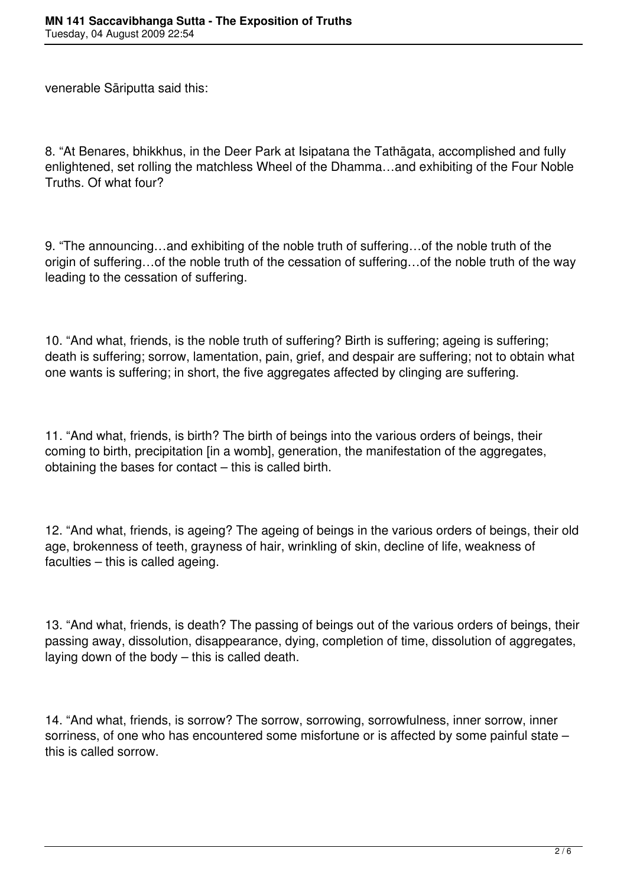venerable Sāriputta said this:

8. “At Benares, bhikkhus, in the Deer Park at Isipatana the Tathāgata, accomplished and fully enlightened, set rolling the matchless Wheel of the Dhamma…and exhibiting of the Four Noble Truths. Of what four?

9. “The announcing…and exhibiting of the noble truth of suffering…of the noble truth of the origin of suffering…of the noble truth of the cessation of suffering…of the noble truth of the way leading to the cessation of suffering.

10. “And what, friends, is the noble truth of suffering? Birth is suffering; ageing is suffering; death is suffering; sorrow, lamentation, pain, grief, and despair are suffering; not to obtain what one wants is suffering; in short, the five aggregates affected by clinging are suffering.

11. “And what, friends, is birth? The birth of beings into the various orders of beings, their coming to birth, precipitation [in a womb], generation, the manifestation of the aggregates, obtaining the bases for contact – this is called birth.

12. “And what, friends, is ageing? The ageing of beings in the various orders of beings, their old age, brokenness of teeth, grayness of hair, wrinkling of skin, decline of life, weakness of faculties – this is called ageing.

13. “And what, friends, is death? The passing of beings out of the various orders of beings, their passing away, dissolution, disappearance, dying, completion of time, dissolution of aggregates, laying down of the body – this is called death.

14. “And what, friends, is sorrow? The sorrow, sorrowing, sorrowfulness, inner sorrow, inner sorriness, of one who has encountered some misfortune or is affected by some painful state – this is called sorrow.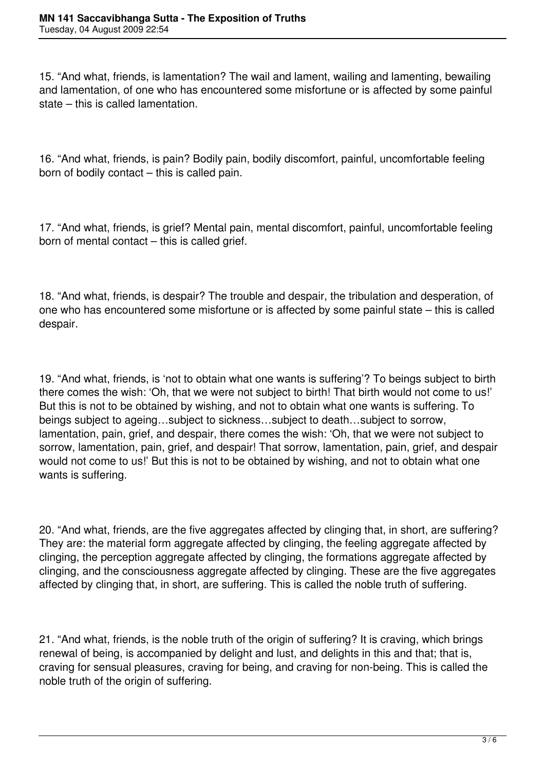15. “And what, friends, is lamentation? The wail and lament, wailing and lamenting, bewailing and lamentation, of one who has encountered some misfortune or is affected by some painful state – this is called lamentation.

16. “And what, friends, is pain? Bodily pain, bodily discomfort, painful, uncomfortable feeling born of bodily contact – this is called pain.

17. “And what, friends, is grief? Mental pain, mental discomfort, painful, uncomfortable feeling born of mental contact – this is called grief.

18. “And what, friends, is despair? The trouble and despair, the tribulation and desperation, of one who has encountered some misfortune or is affected by some painful state – this is called despair.

19. “And what, friends, is ‘not to obtain what one wants is suffering’? To beings subject to birth there comes the wish: ‘Oh, that we were not subject to birth! That birth would not come to us!’ But this is not to be obtained by wishing, and not to obtain what one wants is suffering. To beings subject to ageing…subject to sickness…subject to death…subject to sorrow, lamentation, pain, grief, and despair, there comes the wish: ‘Oh, that we were not subject to sorrow, lamentation, pain, grief, and despair! That sorrow, lamentation, pain, grief, and despair would not come to us!’ But this is not to be obtained by wishing, and not to obtain what one wants is suffering.

20. “And what, friends, are the five aggregates affected by clinging that, in short, are suffering? They are: the material form aggregate affected by clinging, the feeling aggregate affected by clinging, the perception aggregate affected by clinging, the formations aggregate affected by clinging, and the consciousness aggregate affected by clinging. These are the five aggregates affected by clinging that, in short, are suffering. This is called the noble truth of suffering.

21. “And what, friends, is the noble truth of the origin of suffering? It is craving, which brings renewal of being, is accompanied by delight and lust, and delights in this and that; that is, craving for sensual pleasures, craving for being, and craving for non-being. This is called the noble truth of the origin of suffering.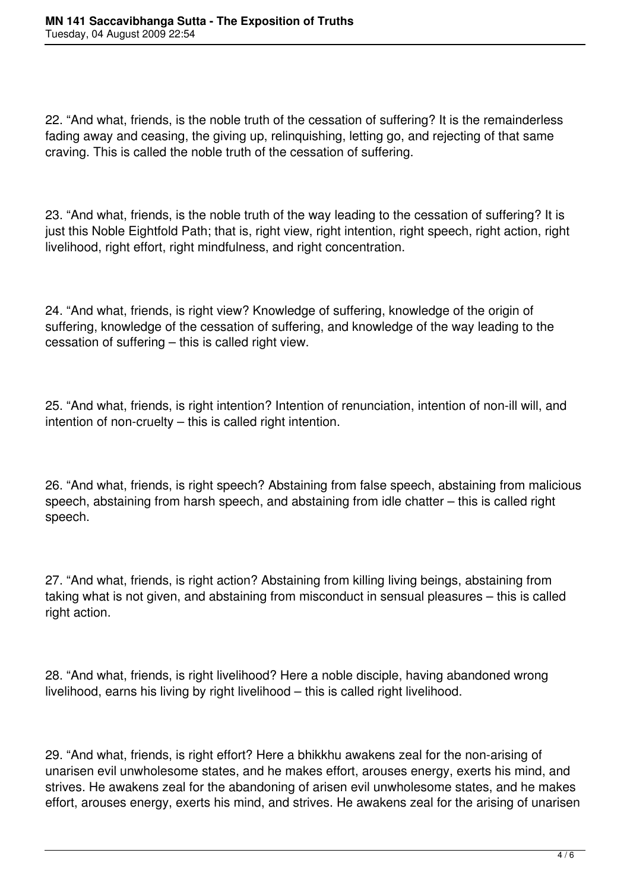22. “And what, friends, is the noble truth of the cessation of suffering? It is the remainderless fading away and ceasing, the giving up, relinquishing, letting go, and rejecting of that same craving. This is called the noble truth of the cessation of suffering.

23. “And what, friends, is the noble truth of the way leading to the cessation of suffering? It is just this Noble Eightfold Path; that is, right view, right intention, right speech, right action, right livelihood, right effort, right mindfulness, and right concentration.

24. “And what, friends, is right view? Knowledge of suffering, knowledge of the origin of suffering, knowledge of the cessation of suffering, and knowledge of the way leading to the cessation of suffering – this is called right view.

25. “And what, friends, is right intention? Intention of renunciation, intention of non-ill will, and intention of non-cruelty – this is called right intention.

26. “And what, friends, is right speech? Abstaining from false speech, abstaining from malicious speech, abstaining from harsh speech, and abstaining from idle chatter – this is called right speech.

27. “And what, friends, is right action? Abstaining from killing living beings, abstaining from taking what is not given, and abstaining from misconduct in sensual pleasures – this is called right action.

28. “And what, friends, is right livelihood? Here a noble disciple, having abandoned wrong livelihood, earns his living by right livelihood – this is called right livelihood.

29. “And what, friends, is right effort? Here a bhikkhu awakens zeal for the non-arising of unarisen evil unwholesome states, and he makes effort, arouses energy, exerts his mind, and strives. He awakens zeal for the abandoning of arisen evil unwholesome states, and he makes effort, arouses energy, exerts his mind, and strives. He awakens zeal for the arising of unarisen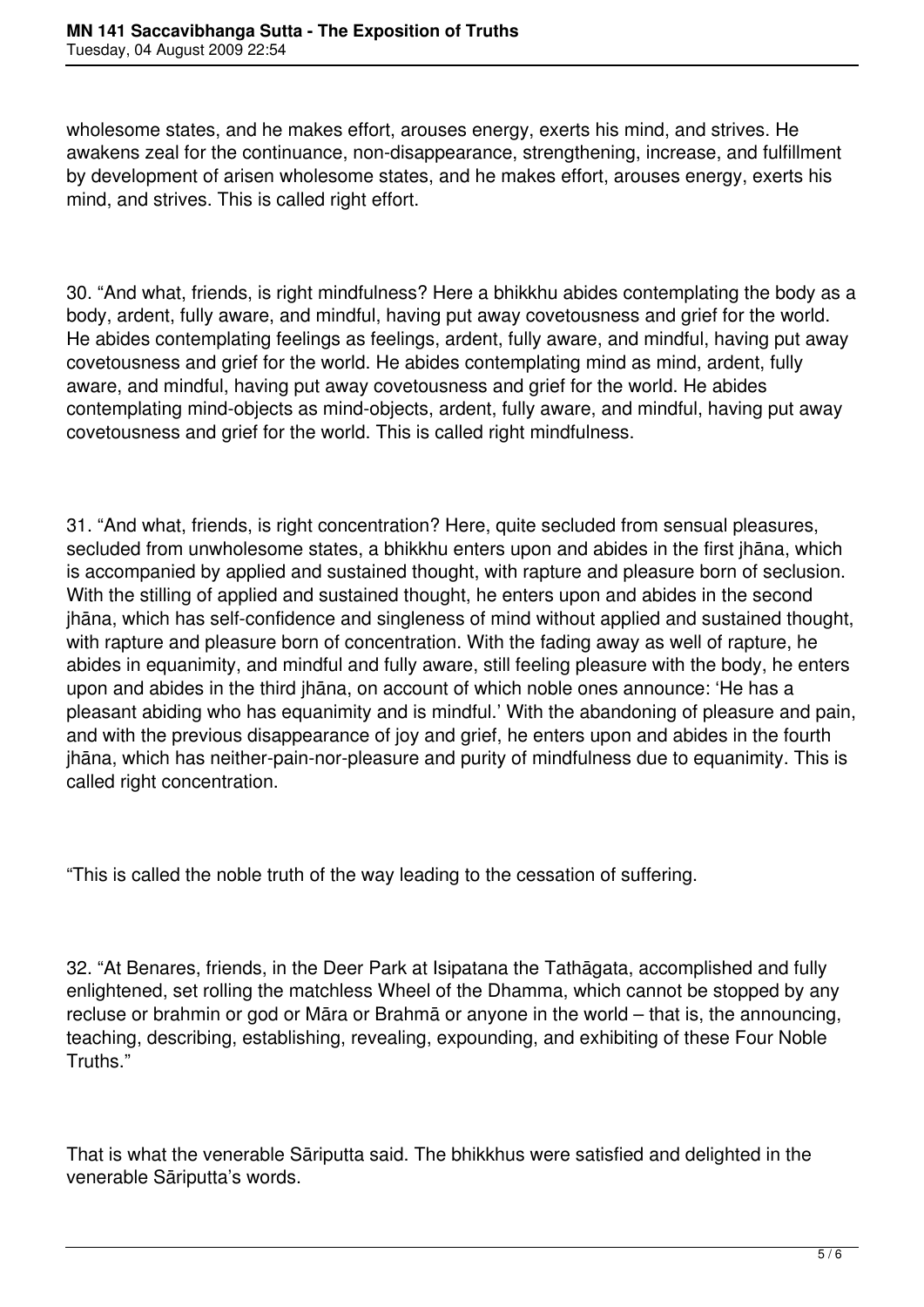wholesome states, and he makes effort, arouses energy, exerts his mind, and strives. He awakens zeal for the continuance, non-disappearance, strengthening, increase, and fulfillment by development of arisen wholesome states, and he makes effort, arouses energy, exerts his mind, and strives. This is called right effort.

30. "And what, friends, is right mindfulness? Here a bhikkhu abides contemplating the body as a body, ardent, fully aware, and mindful, having put away covetousness and grief for the world. He abides contemplating feelings as feelings, ardent, fully aware, and mindful, having put away covetousness and grief for the world. He abides contemplating mind as mind, ardent, fully aware, and mindful, having put away covetousness and grief for the world. He abides contemplating mind-objects as mind-objects, ardent, fully aware, and mindful, having put away covetousness and grief for the world. This is called right mindfulness.

31. "And what, friends, is right concentration? Here, quite secluded from sensual pleasures, secluded from unwholesome states, a bhikkhu enters upon and abides in the first jhāna, which is accompanied by applied and sustained thought, with rapture and pleasure born of seclusion. With the stilling of applied and sustained thought, he enters upon and abides in the second jhāna, which has self-confidence and singleness of mind without applied and sustained thought, with rapture and pleasure born of concentration. With the fading away as well of rapture, he abides in equanimity, and mindful and fully aware, still feeling pleasure with the body, he enters upon and abides in the third jhāna, on account of which noble ones announce: 'He has a pleasant abiding who has equanimity and is mindful.' With the abandoning of pleasure and pain, and with the previous disappearance of joy and grief, he enters upon and abides in the fourth jhāna, which has neither-pain-nor-pleasure and purity of mindfulness due to equanimity. This is called right concentration.

"This is called the noble truth of the way leading to the cessation of suffering.

32. "At Benares, friends, in the Deer Park at Isipatana the Tathāgata, accomplished and fully enlightened, set rolling the matchless Wheel of the Dhamma, which cannot be stopped by any recluse or brahmin or god or Māra or Brahmā or anyone in the world – that is, the announcing, teaching, describing, establishing, revealing, expounding, and exhibiting of these Four Noble Truths."

That is what the venerable Sāriputta said. The bhikkhus were satisfied and delighted in the venerable Sāriputta's words.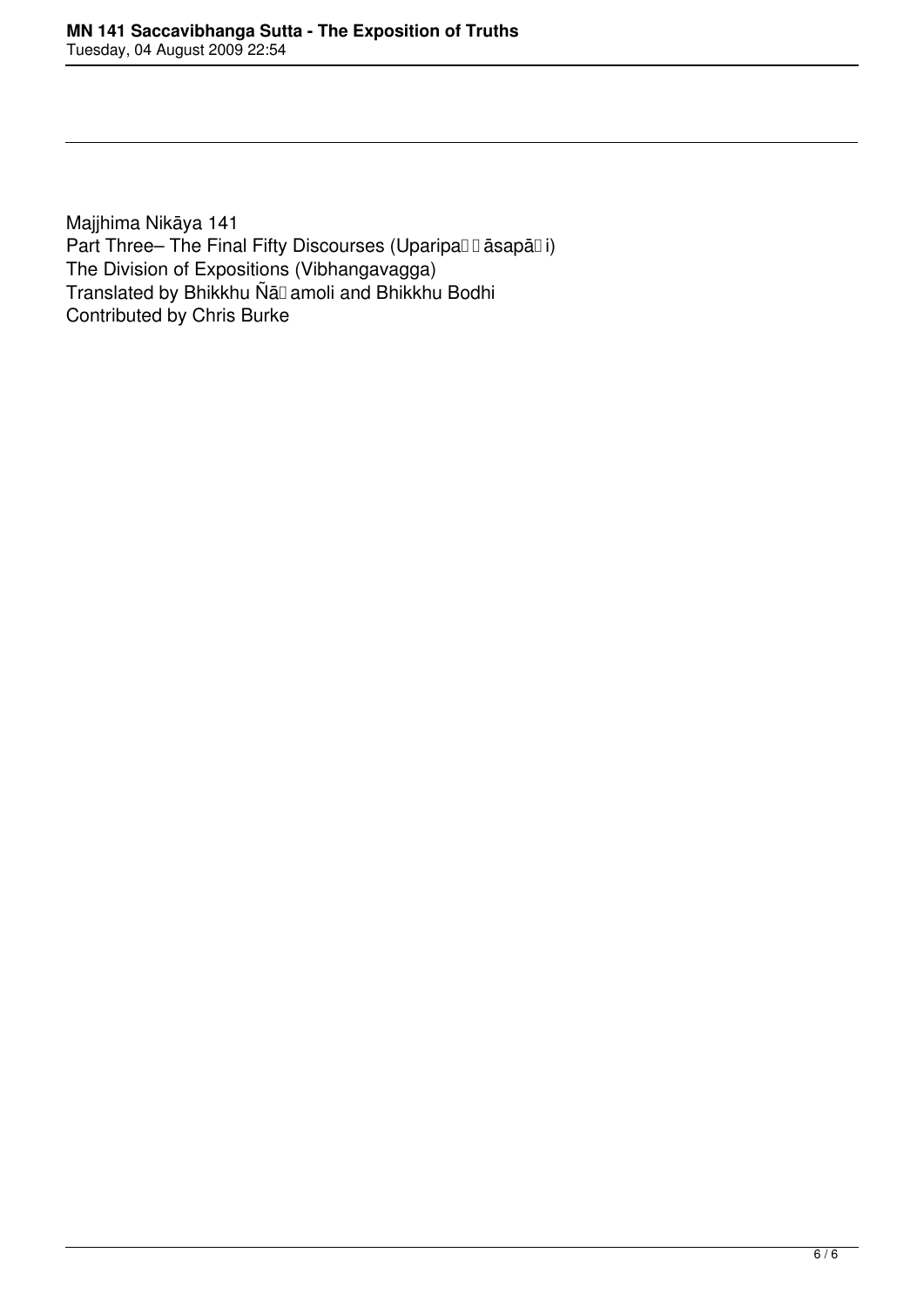Majjhima Nikāya 141
Part Three– The Final Fifty Discourses (Uparipaṇṇāsapāḷi)
The Division of Expositions (Vibhangavagga)
Translated by Bhikkhu Ñāṇamoli and Bhikkhu Bodhi
Contributed by Chris Burke